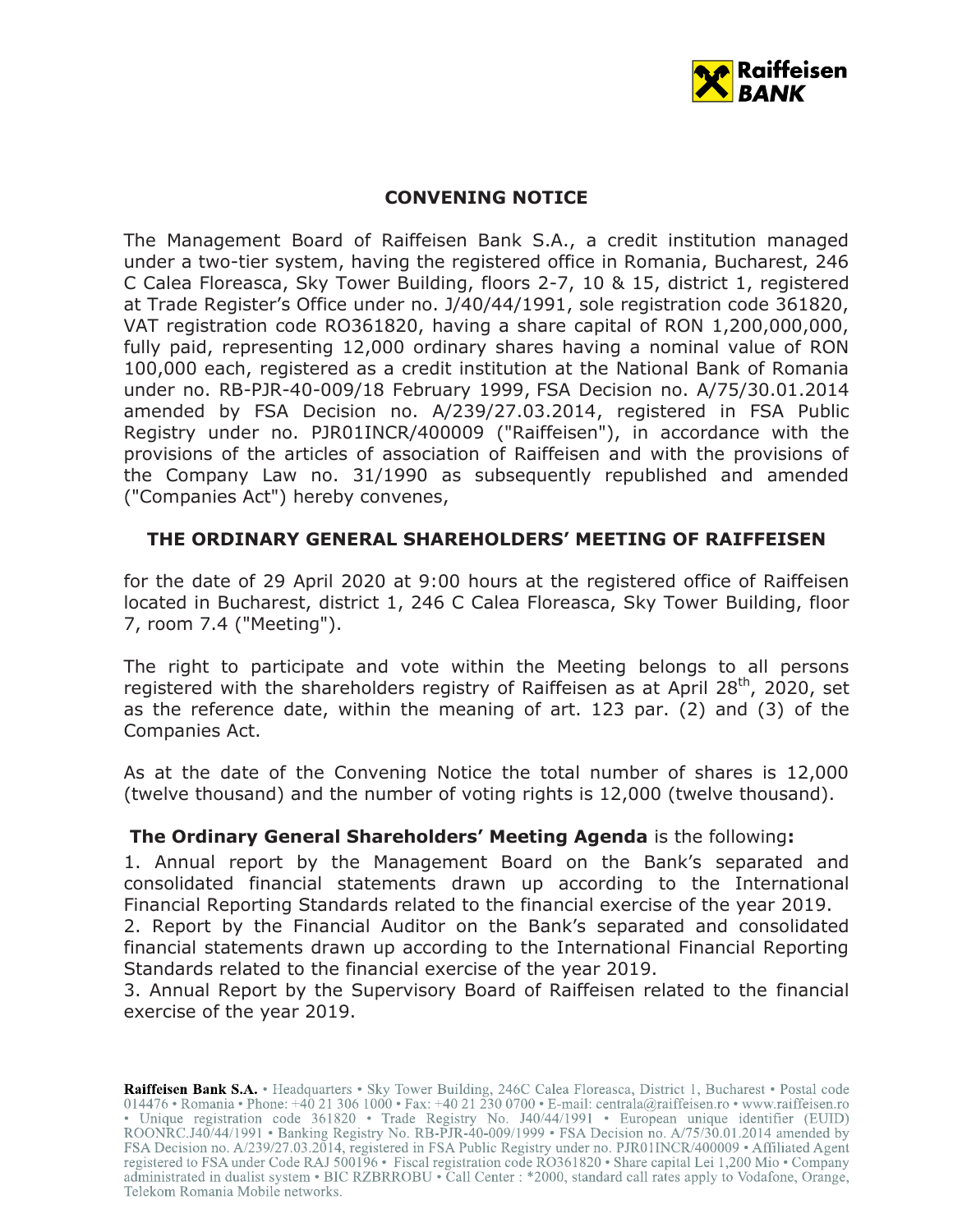# CONVENING NOTICE

The Management Board of Raiffeisen Bank S.A., a credit institution managed under a two-tier system, having the registered office in Romania, Bucharest, 246 C Calea Floreasca, Sky Tower Building, floors 2-7, 10 & 15, district 1, registered at Trade Register's Office under no. J/40/44/1991, sole registration code 361820, VAT registration code RO361820, having a share capital of RON 1,200,000,000, fully paid, representing 12,000 ordinary shares having a nominal value of RON 100,000 each, registered as a credit institution at the National Bank of Romania under no. RB-PJR-40-009/18 February 1999, FSA Decision no. A/75/30.01.2014 amended by FSA Decision no. A/239/27.03.2014, registered in FSA Public Registry under no. PJR01INCR/400009 ("Raiffeisen"), in accordance with the provisions of the articles of association of Raiffeisen and with the provisions of the Company Law no. 31/1990 as subsequently republished and amended ("Companies Act") hereby convenes,

## THE ORDINARY GENERAL SHAREHOLDERS' MEETING OF RAIFFEISEN

for the date of 29 April 2020 at 9:00 hours at the registered office of Raiffeisen located in Bucharest, district 1, 246 C Calea Floreasca, Sky Tower Building, floor 7, room 7.4 ("Meeting").

The right to participate and vote within the Meeting belongs to all persons registered with the shareholders registry of Raiffeisen as at April 28th, 2020, set as the reference date, within the meaning of art. 123 par. (2) and (3) of the Companies Act.

As at the date of the Convening Notice the total number of shares is 12,000 (twelve thousand) and the number of voting rights is 12,000 (twelve thousand).

**The Ordinary General Shareholders' Meeting Agenda** is the following**:**

1. Annual report by the Management Board on the Bank's separated and consolidated financial statements drawn up according to the International Financial Reporting Standards related to the financial exercise of the year 2019.
2. Report by the Financial Auditor on the Bank's separated and consolidated financial statements drawn up according to the International Financial Reporting Standards related to the financial exercise of the year 2019.
3. Annual Report by the Supervisory Board of Raiffeisen related to the financial exercise of the year 2019.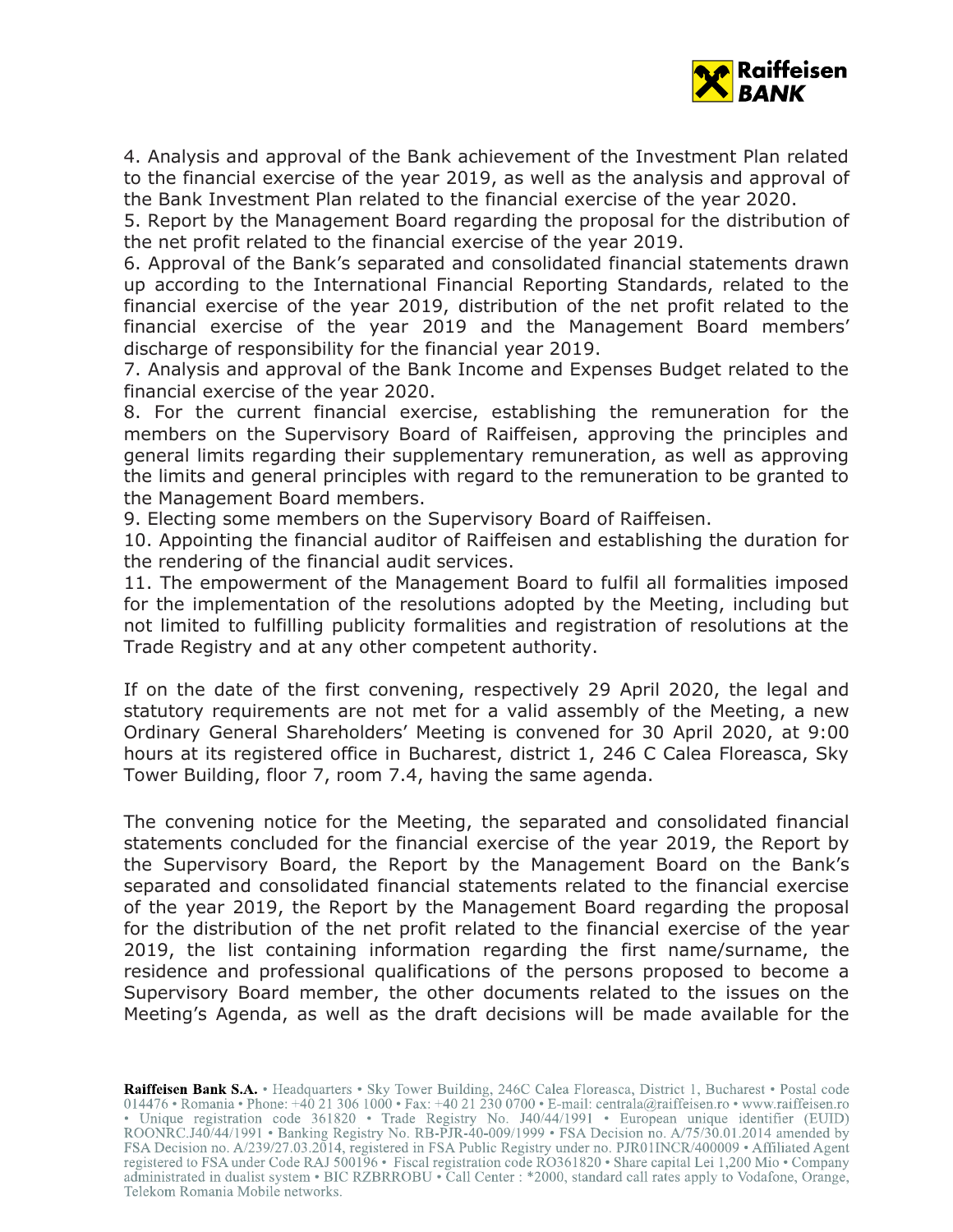4. Analysis and approval of the Bank achievement of the Investment Plan related to the financial exercise of the year 2019, as well as the analysis and approval of the Bank Investment Plan related to the financial exercise of the year 2020.
5. Report by the Management Board regarding the proposal for the distribution of the net profit related to the financial exercise of the year 2019.
6. Approval of the Bank's separated and consolidated financial statements drawn up according to the International Financial Reporting Standards, related to the financial exercise of the year 2019, distribution of the net profit related to the financial exercise of the year 2019 and the Management Board members' discharge of responsibility for the financial year 2019.
7. Analysis and approval of the Bank Income and Expenses Budget related to the financial exercise of the year 2020.
8. For the current financial exercise, establishing the remuneration for the members on the Supervisory Board of Raiffeisen, approving the principles and general limits regarding their supplementary remuneration, as well as approving the limits and general principles with regard to the remuneration to be granted to the Management Board members.
9. Electing some members on the Supervisory Board of Raiffeisen.
10. Appointing the financial auditor of Raiffeisen and establishing the duration for the rendering of the financial audit services.
11. The empowerment of the Management Board to fulfil all formalities imposed for the implementation of the resolutions adopted by the Meeting, including but not limited to fulfilling publicity formalities and registration of resolutions at the Trade Registry and at any other competent authority.

If on the date of the first convening, respectively 29 April 2020, the legal and statutory requirements are not met for a valid assembly of the Meeting, a new Ordinary General Shareholders' Meeting is convened for 30 April 2020, at 9:00 hours at its registered office in Bucharest, district 1, 246 C Calea Floreasca, Sky Tower Building, floor 7, room 7.4, having the same agenda.

The convening notice for the Meeting, the separated and consolidated financial statements concluded for the financial exercise of the year 2019, the Report by the Supervisory Board, the Report by the Management Board on the Bank's separated and consolidated financial statements related to the financial exercise of the year 2019, the Report by the Management Board regarding the proposal for the distribution of the net profit related to the financial exercise of the year 2019, the list containing information regarding the first name/surname, the residence and professional qualifications of the persons proposed to become a Supervisory Board member, the other documents related to the issues on the Meeting's Agenda, as well as the draft decisions will be made available for the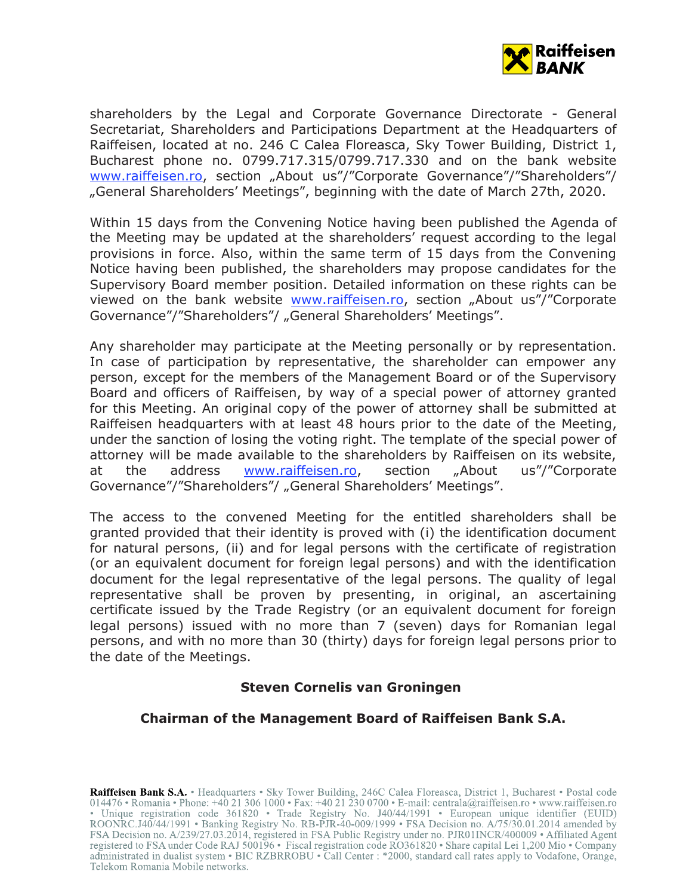shareholders by the Legal and Corporate Governance Directorate - General Secretariat, Shareholders and Participations Department at the Headquarters of Raiffeisen, located at no. 246 C Calea Floreasca, Sky Tower Building, District 1, Bucharest phone no. 0799.717.315/0799.717.330 and on the bank website www.raiffeisen.ro, section „About us"/"Corporate Governance"/"Shareholders"/ „General Shareholders' Meetings", beginning with the date of March 27th, 2020.

Within 15 days from the Convening Notice having been published the Agenda of the Meeting may be updated at the shareholders' request according to the legal provisions in force. Also, within the same term of 15 days from the Convening Notice having been published, the shareholders may propose candidates for the Supervisory Board member position. Detailed information on these rights can be viewed on the bank website www.raiffeisen.ro, section „About us"/"Corporate Governance"/"Shareholders"/ „General Shareholders' Meetings".

Any shareholder may participate at the Meeting personally or by representation. In case of participation by representative, the shareholder can empower any person, except for the members of the Management Board or of the Supervisory Board and officers of Raiffeisen, by way of a special power of attorney granted for this Meeting. An original copy of the power of attorney shall be submitted at Raiffeisen headquarters with at least 48 hours prior to the date of the Meeting, under the sanction of losing the voting right. The template of the special power of attorney will be made available to the shareholders by Raiffeisen on its website, at the address www.raiffeisen.ro, section „About us"/"Corporate Governance"/"Shareholders"/ „General Shareholders' Meetings".

The access to the convened Meeting for the entitled shareholders shall be granted provided that their identity is proved with (i) the identification document for natural persons, (ii) and for legal persons with the certificate of registration (or an equivalent document for foreign legal persons) and with the identification document for the legal representative of the legal persons. The quality of legal representative shall be proven by presenting, in original, an ascertaining certificate issued by the Trade Registry (or an equivalent document for foreign legal persons) issued with no more than 7 (seven) days for Romanian legal persons, and with no more than 30 (thirty) days for foreign legal persons prior to the date of the Meetings.

**Steven Cornelis van Groningen**

**Chairman of the Management Board of Raiffeisen Bank S.A.**